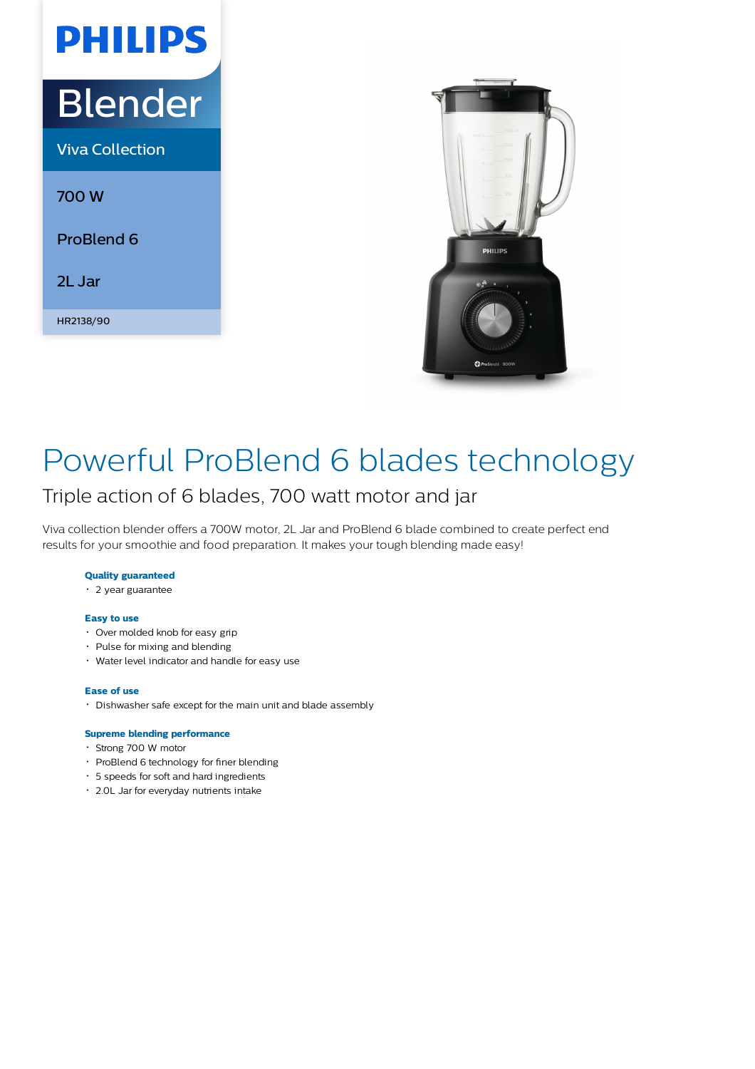PHILIPS

Blender

Viva Collection

700 W

ProBlend 6

2L Jar

HR2138/90

# Powerful ProBlend 6 blades technology

## Triple action of 6 blades, 700 watt motor and jar

Viva collection blender offers a 700W motor, 2L Jar and ProBlend 6 blade combined to create perfect end results for your smoothie and food preparation. It makes your tough blending made easy!

**Quality guaranteed**

- 2 year guarantee

**Easy to use**

- Over molded knob for easy grip
- Pulse for mixing and blending
- Water level indicator and handle for easy use

**Ease of use**

- Dishwasher safe except for the main unit and blade assembly

**Supreme blending performance**

- Strong 700 W motor
- ProBlend 6 technology for finer blending
- 5 speeds for soft and hard ingredients
- 2.0L Jar for everyday nutrients intake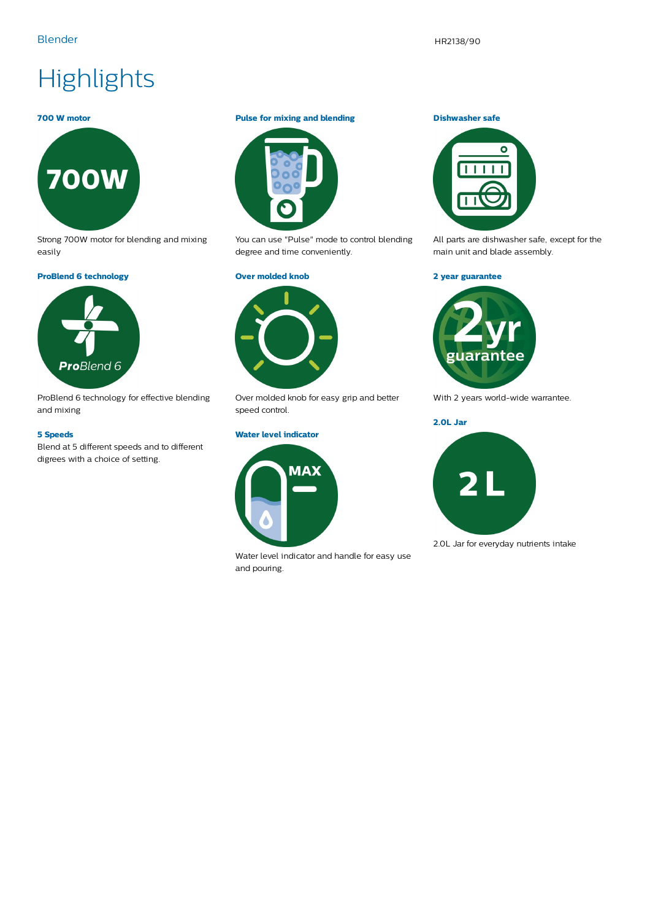# Highlights

### 700 W motor

Strong 700W motor for blending and mixing easily

### Pulse for mixing and blending

You can use "Pulse" mode to control blending degree and time conveniently.

### Dishwasher safe

All parts are dishwasher safe, except for the main unit and blade assembly.

### ProBlend 6 technology

ProBlend 6 technology for effective blending and mixing

### Over molded knob

Over molded knob for easy grip and better speed control.

### 2 year guarantee

With 2 years world-wide warrantee.

### 5 Speeds

Blend at 5 different speeds and to different digrees with a choice of setting.

### Water level indicator

Water level indicator and handle for easy use and pouring.

### 2.0L Jar

2.0L Jar for everyday nutrients intake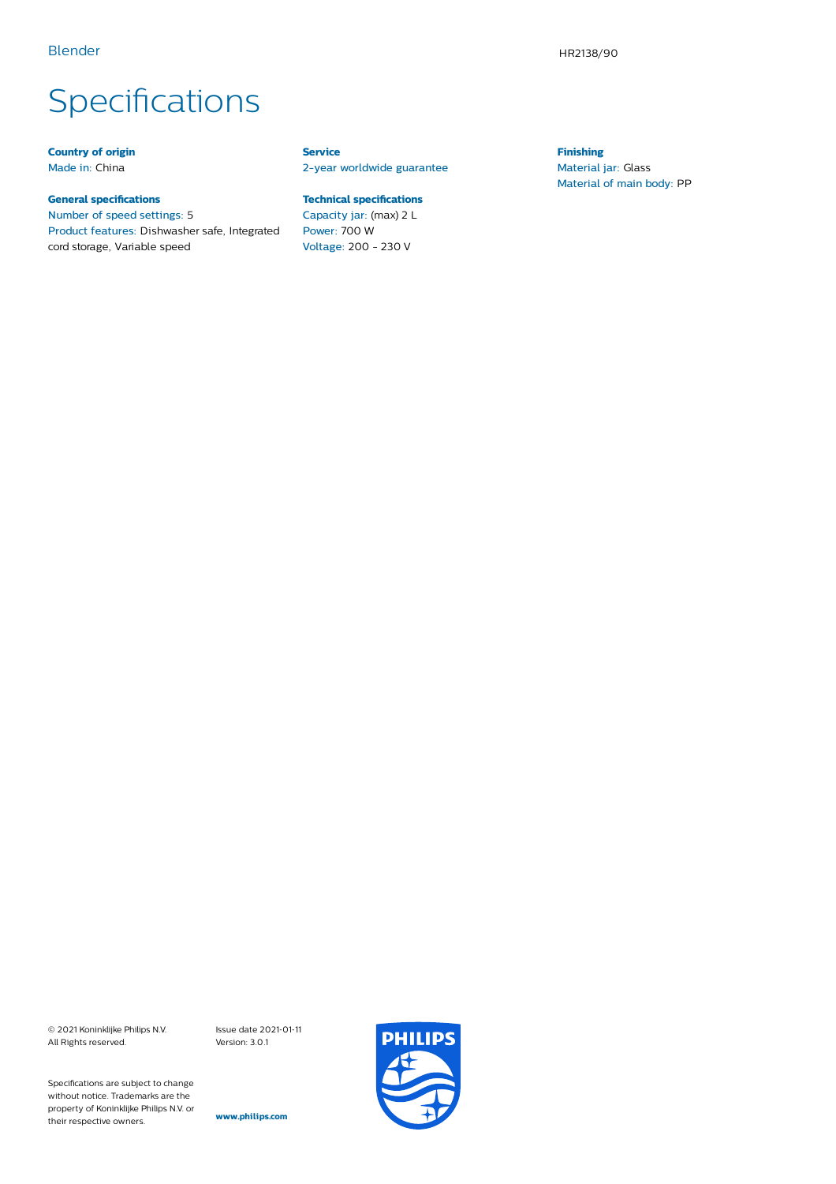# Specifications

### Country of origin

Made in: China

### General specifications

Number of speed settings: 5

Product features: Dishwasher safe, Integrated cord storage, Variable speed

### Service

2-year worldwide guarantee

### Technical specifications

Capacity jar: (max) 2 L

Power: 700 W

Voltage: 200 - 230 V

### Finishing

Material jar: Glass

Material of main body: PP

© 2021 Koninklijke Philips N.V.
All Rights reserved.

Issue date 2021-01-11
Version: 3.0.1

Specifications are subject to change without notice. Trademarks are the property of Koninklijke Philips N.V. or their respective owners.

www.philips.com